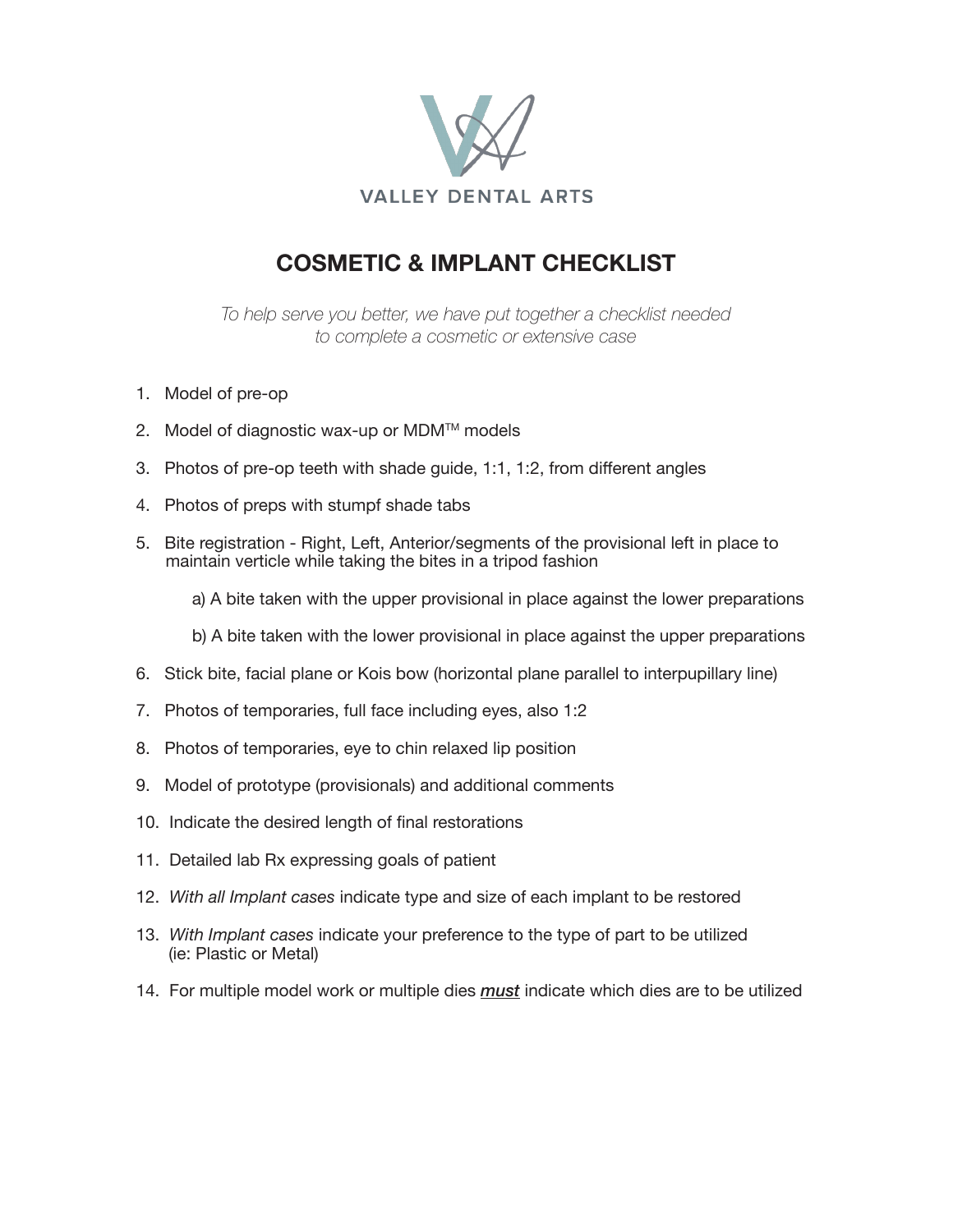VALLEY DENTAL ARTS

# COSMETIC & IMPLANT CHECKLIST

*To help serve you better, we have put together a checklist needed to complete a cosmetic or extensive case*

1. Model of pre-op
2. Model of diagnostic wax-up or MDM™ models
3. Photos of pre-op teeth with shade guide, 1:1, 1:2, from different angles
4. Photos of preps with stumpf shade tabs
5. Bite registration - Right, Left, Anterior/segments of the provisional left in place to maintain verticle while taking the bites in a tripod fashion

    a) A bite taken with the upper provisional in place against the lower preparations

    b) A bite taken with the lower provisional in place against the upper preparations

6. Stick bite, facial plane or Kois bow (horizontal plane parallel to interpupillary line)
7. Photos of temporaries, full face including eyes, also 1:2
8. Photos of temporaries, eye to chin relaxed lip position
9. Model of prototype (provisionals) and additional comments
10. Indicate the desired length of final restorations
11. Detailed lab Rx expressing goals of patient
12. *With all Implant cases* indicate type and size of each implant to be restored
13. *With Implant cases* indicate your preference to the type of part to be utilized (ie: Plastic or Metal)
14. For multiple model work or multiple dies ***must*** indicate which dies are to be utilized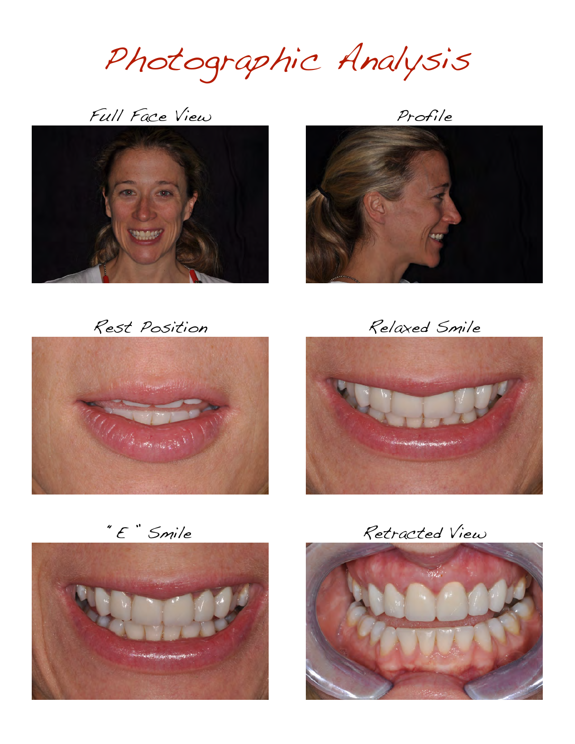# Photographic Analysis

Full Face View

Profile

Rest Position

Relaxed Smile

" E " Smile

Retracted View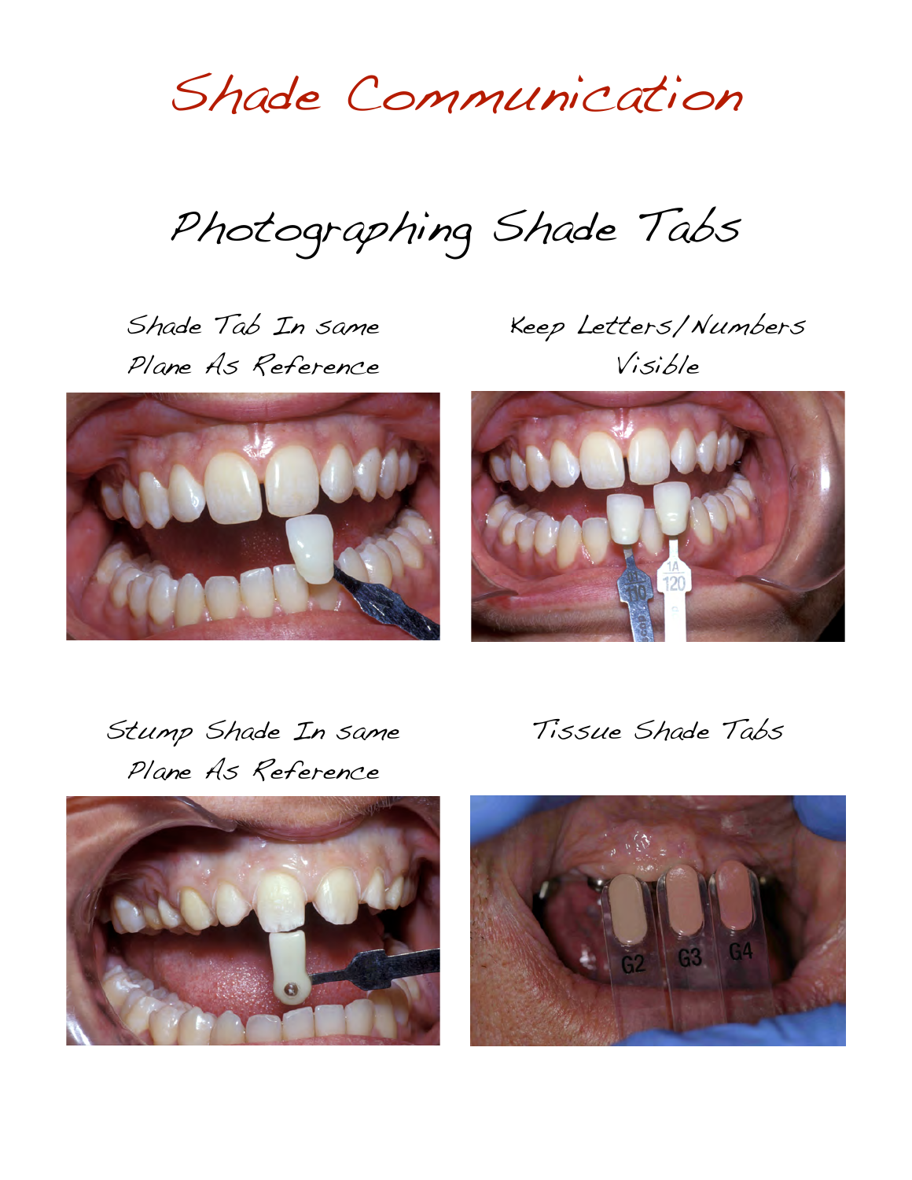# Shade Communication

## Photographing Shade Tabs

Shade Tab In same Plane As Reference

Keep Letters/Numbers Visible

Stump Shade In same Plane As Reference

Tissue Shade Tabs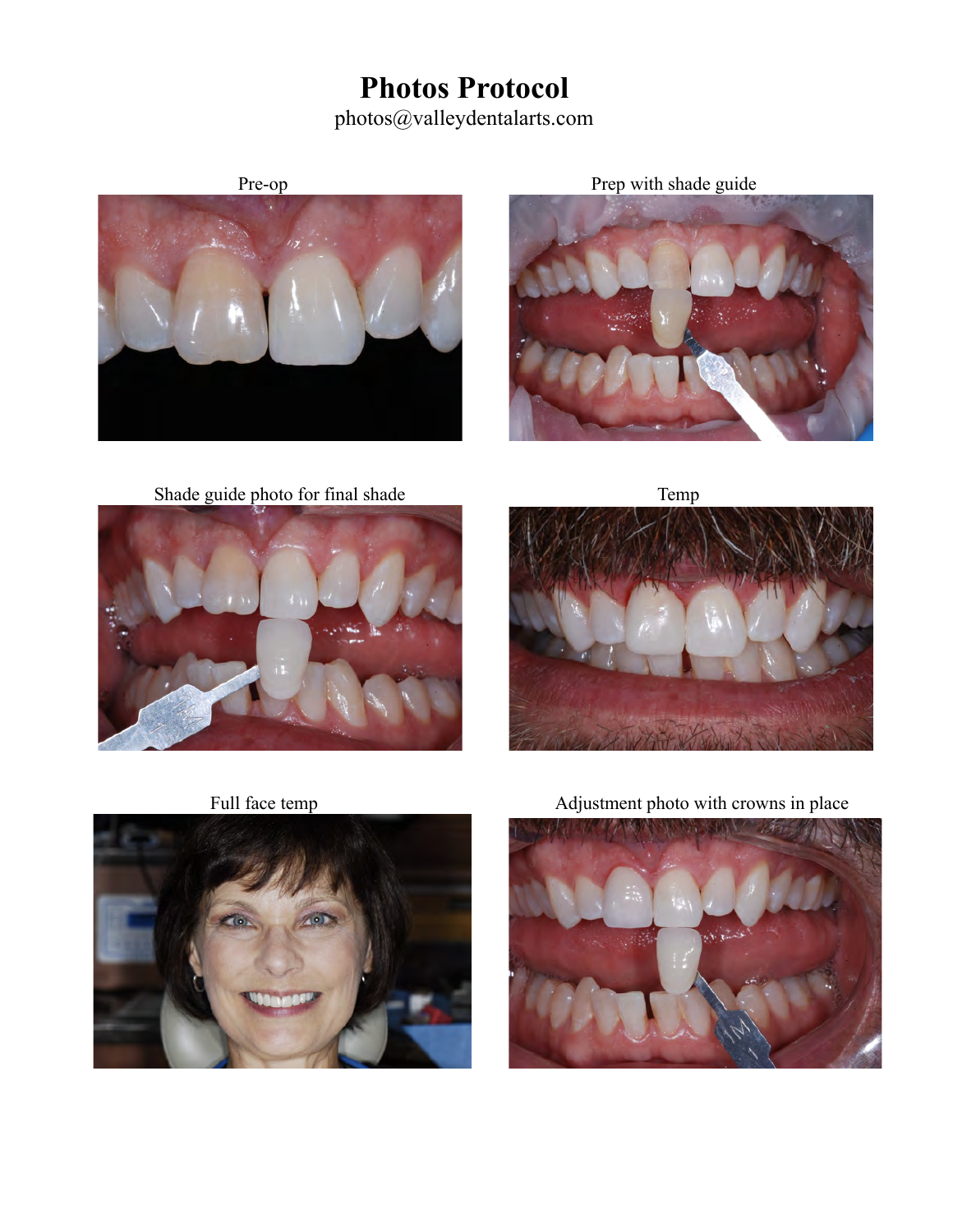# Photos Protocol

photos@valleydentalarts.com

Pre-op

Prep with shade guide

Shade guide photo for final shade

Temp

Full face temp

Adjustment photo with crowns in place